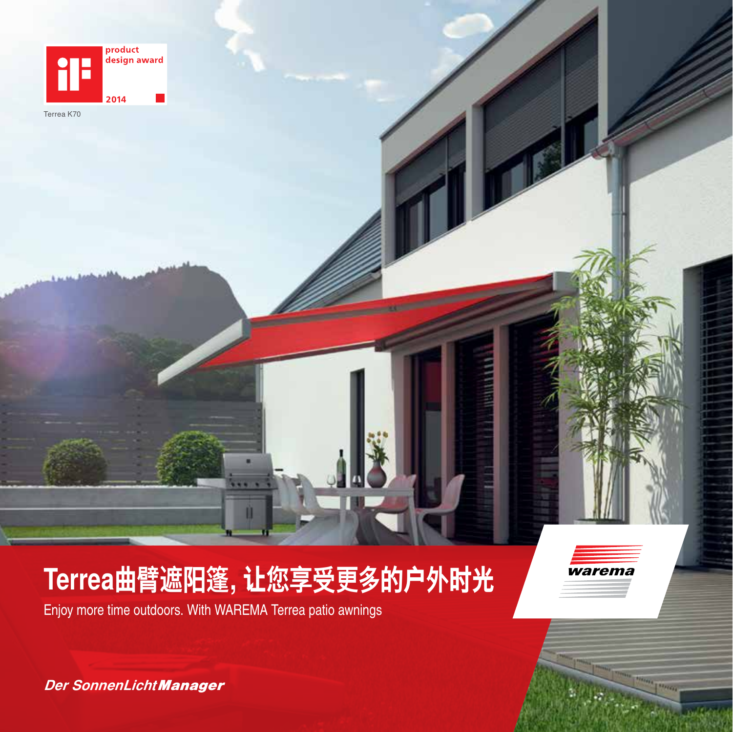product design award 2014

Terrea K70

# Terrea曲臂遮阳篷，让您享受更多的户外时光

Enjoy more time outdoors. With WAREMA Terrea patio awnings

warema

***Der SonnenLichtManager***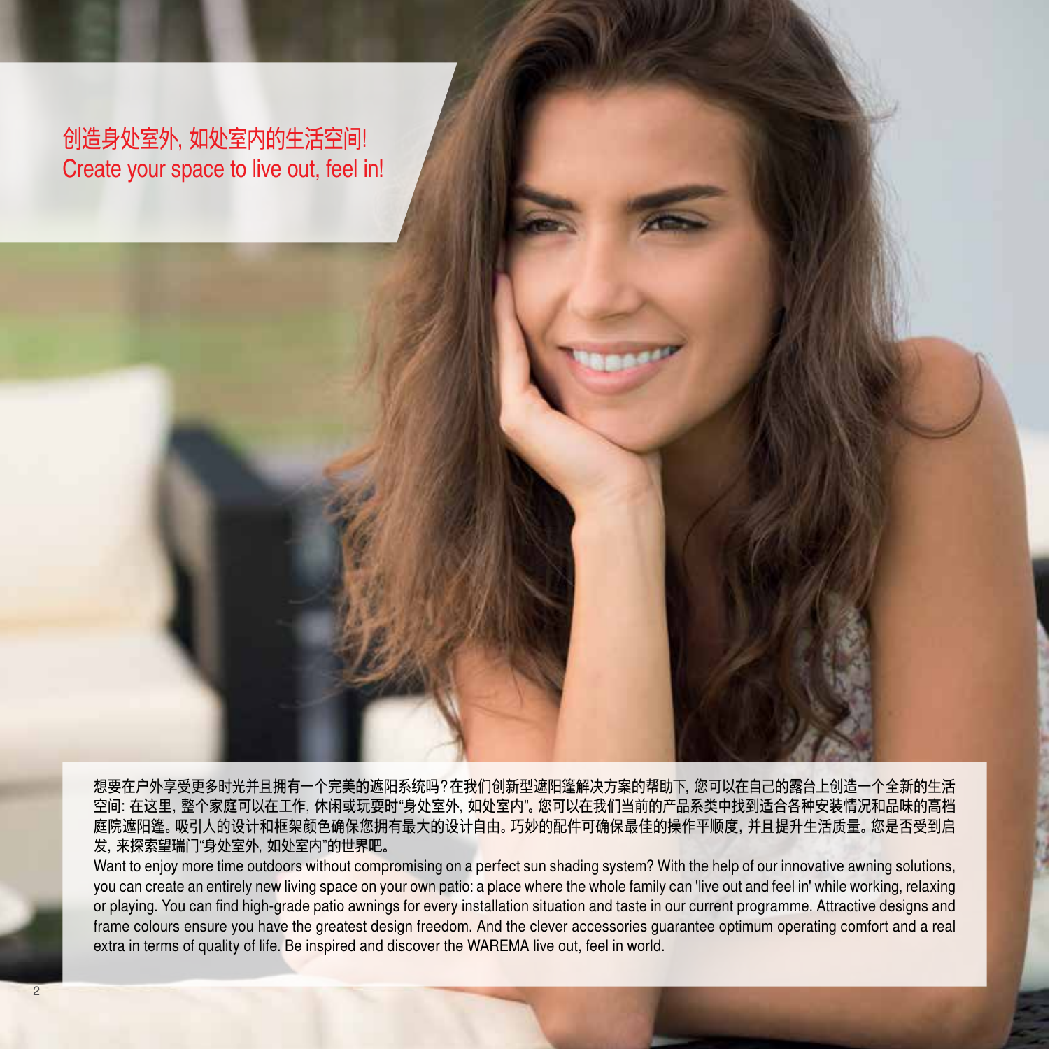## 创造身处室外, 如处室内的生活空间!
## Create your space to live out, feel in!

想要在户外享受更多时光并且拥有一个完美的遮阳系统吗?在我们创新型遮阳篷解决方案的帮助下, 您可以在自己的露台上创造一个全新的生活空间: 在这里, 整个家庭可以在工作, 休闲或玩耍时"身处室外, 如处室内"。您可以在我们当前的产品系类中找到适合各种安装情况和品味的高档庭院遮阳篷。吸引人的设计和框架颜色确保您拥有最大的设计自由。巧妙的配件可确保最佳的操作平顺度, 并且提升生活质量。您是否受到启发, 来探索望瑞门"身处室外, 如处室内"的世界吧。

Want to enjoy more time outdoors without compromising on a perfect sun shading system? With the help of our innovative awning solutions, you can create an entirely new living space on your own patio: a place where the whole family can 'live out and feel in' while working, relaxing or playing. You can find high-grade patio awnings for every installation situation and taste in our current programme. Attractive designs and frame colours ensure you have the greatest design freedom. And the clever accessories guarantee optimum operating comfort and a real extra in terms of quality of life. Be inspired and discover the WAREMA live out, feel in world.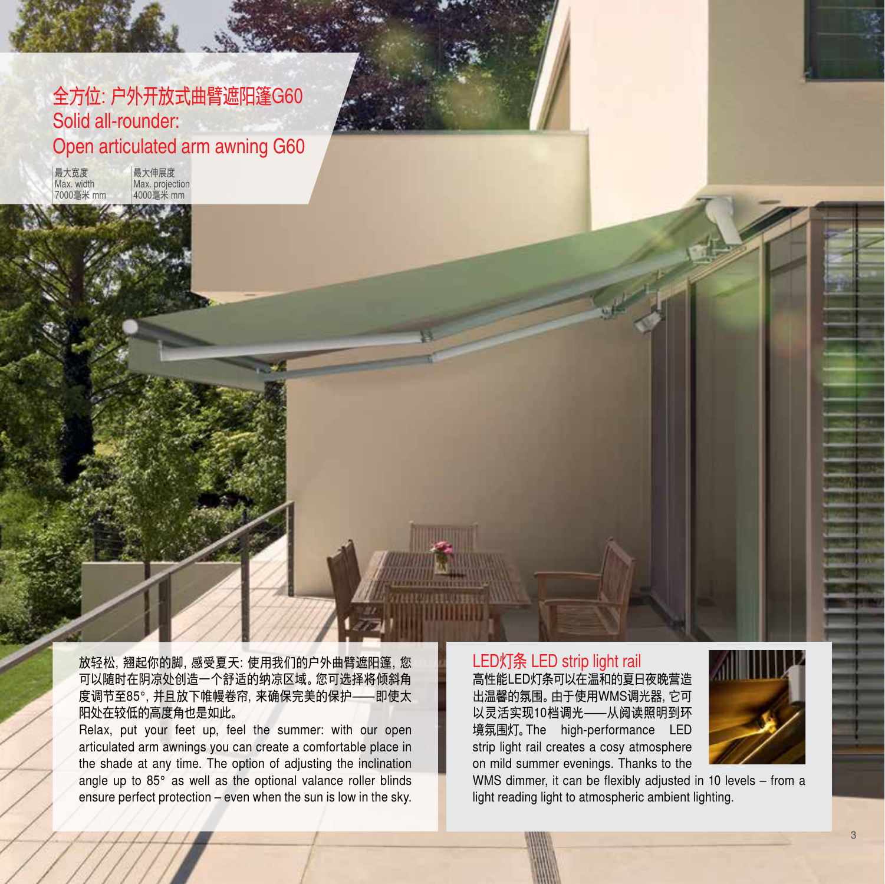# 全方位: 户外开放式曲臂遮阳篷G60
# Solid all-rounder: Open articulated arm awning G60

| 最大宽度<br>Max. width<br>7000毫米 mm | 最大伸展度<br>Max. projection<br>4000毫米 mm |
|---|---|

放轻松, 翘起你的脚, 感受夏天: 使用我们的户外曲臂遮阳篷, 您可以随时在阴凉处创造一个舒适的纳凉区域。您可选择将倾斜角度调节至85°, 并且放下帷幔卷帘, 来确保完美的保护——即使太阳处在较低的高度角也是如此。

Relax, put your feet up, feel the summer: with our open articulated arm awnings you can create a comfortable place in the shade at any time. The option of adjusting the inclination angle up to 85° as well as the optional valance roller blinds ensure perfect protection – even when the sun is low in the sky.

## LED灯条 LED strip light rail

高性能LED灯条可以在温和的夏日夜晚营造出温馨的氛围。由于使用WMS调光器, 它可以灵活实现10档调光——从阅读照明到环境氛围灯。The high-performance LED strip light rail creates a cosy atmosphere on mild summer evenings. Thanks to the WMS dimmer, it can be flexibly adjusted in 10 levels – from a light reading light to atmospheric ambient lighting.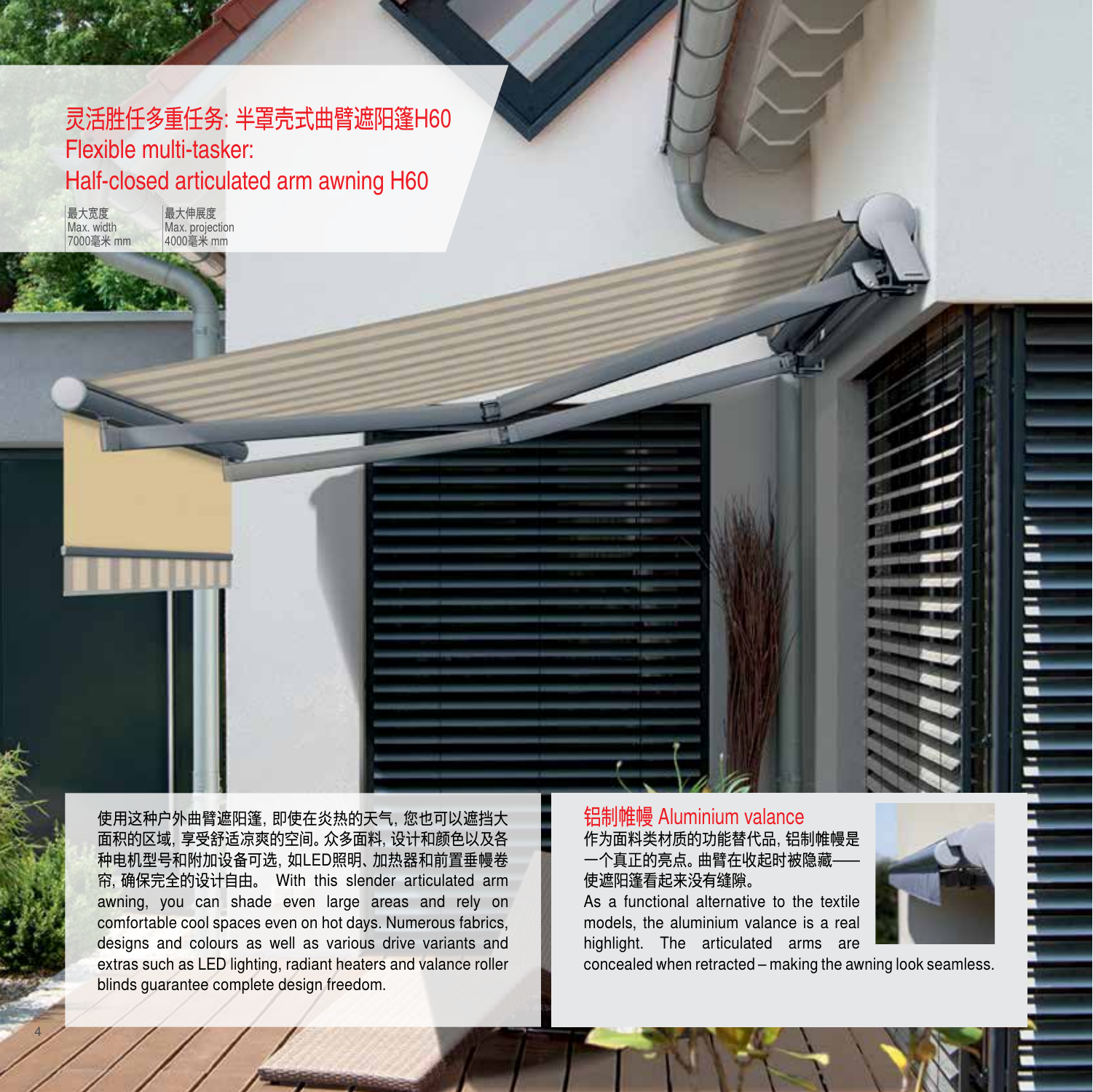# 灵活胜任多重任务: 半罩壳式曲臂遮阳篷H60
# Flexible multi-tasker: Half-closed articulated arm awning H60

| 最大宽度 Max. width | 最大伸展度 Max. projection |
| --- | --- |
| 7000毫米 mm | 4000毫米 mm |

使用这种户外曲臂遮阳篷, 即使在炎热的天气, 您也可以遮挡大面积的区域, 享受舒适凉爽的空间。众多面料, 设计和颜色以及各种电机型号和附加设备可选, 如LED照明、加热器和前置垂幔卷帘, 确保完全的设计自由。 With this slender articulated arm awning, you can shade even large areas and rely on comfortable cool spaces even on hot days. Numerous fabrics, designs and colours as well as various drive variants and extras such as LED lighting, radiant heaters and valance roller blinds guarantee complete design freedom.

## 铝制帷幔 Aluminium valance

作为面料类材质的功能替代品, 铝制帷幔是一个真正的亮点。曲臂在收起时被隐藏——使遮阳篷看起来没有缝隙。

As a functional alternative to the textile models, the aluminium valance is a real highlight. The articulated arms are concealed when retracted – making the awning look seamless.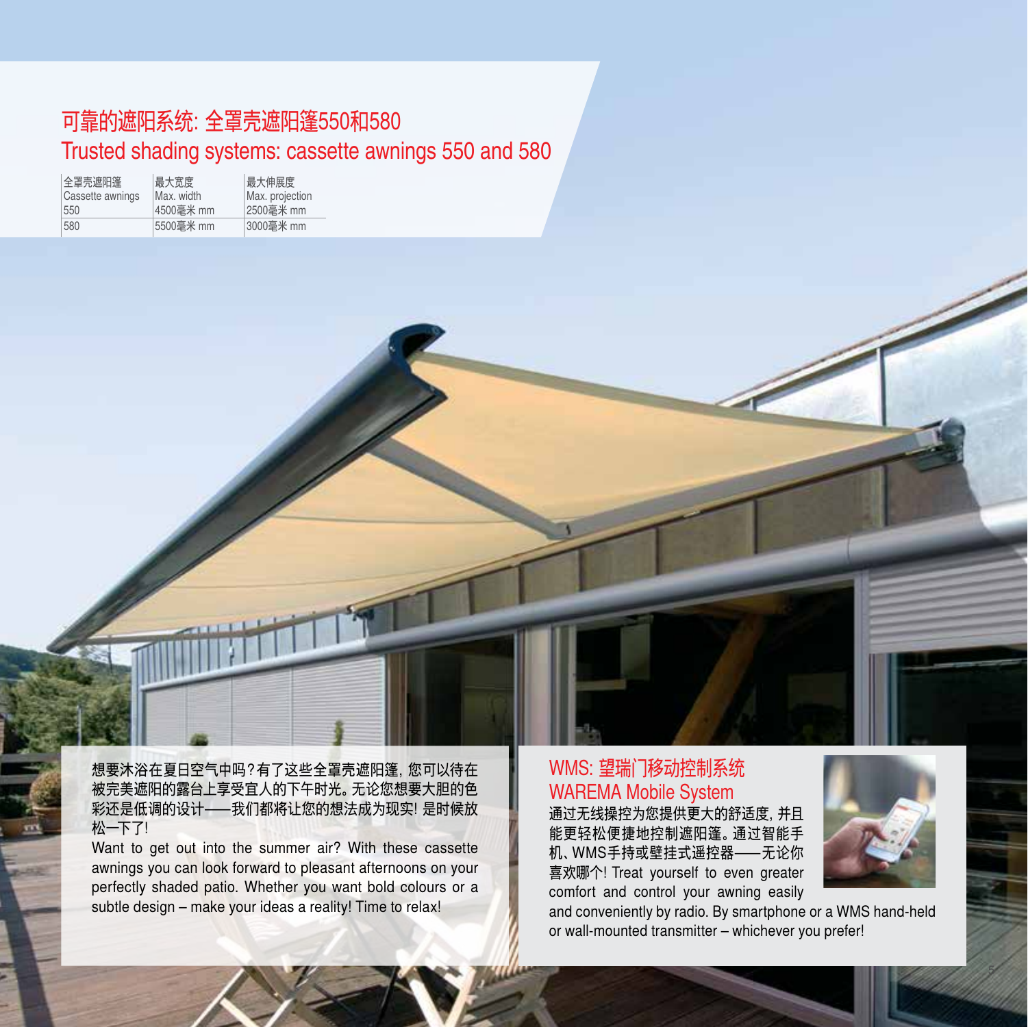# 可靠的遮阳系统: 全罩壳遮阳篷550和580
# Trusted shading systems: cassette awnings 550 and 580

| 全罩壳遮阳篷 Cassette awnings | 最大宽度 Max. width | 最大伸展度 Max. projection |
|---|---|---|
| 550 | 4500毫米 mm | 2500毫米 mm |
| 580 | 5500毫米 mm | 3000毫米 mm |

想要沐浴在夏日空气中吗?有了这些全罩壳遮阳篷, 您可以待在被完美遮阳的露台上享受宜人的下午时光。无论您想要大胆的色彩还是低调的设计——我们都将让您的想法成为现实! 是时候放松一下了!

Want to get out into the summer air? With these cassette awnings you can look forward to pleasant afternoons on your perfectly shaded patio. Whether you want bold colours or a subtle design – make your ideas a reality! Time to relax!

## WMS: 望瑞门移动控制系统
## WAREMA Mobile System

通过无线操控为您提供更大的舒适度, 并且能更轻松便捷地控制遮阳篷。通过智能手机、WMS手持或壁挂式遥控器——无论你喜欢哪个! Treat yourself to even greater comfort and control your awning easily and conveniently by radio. By smartphone or a WMS hand-held or wall-mounted transmitter – whichever you prefer!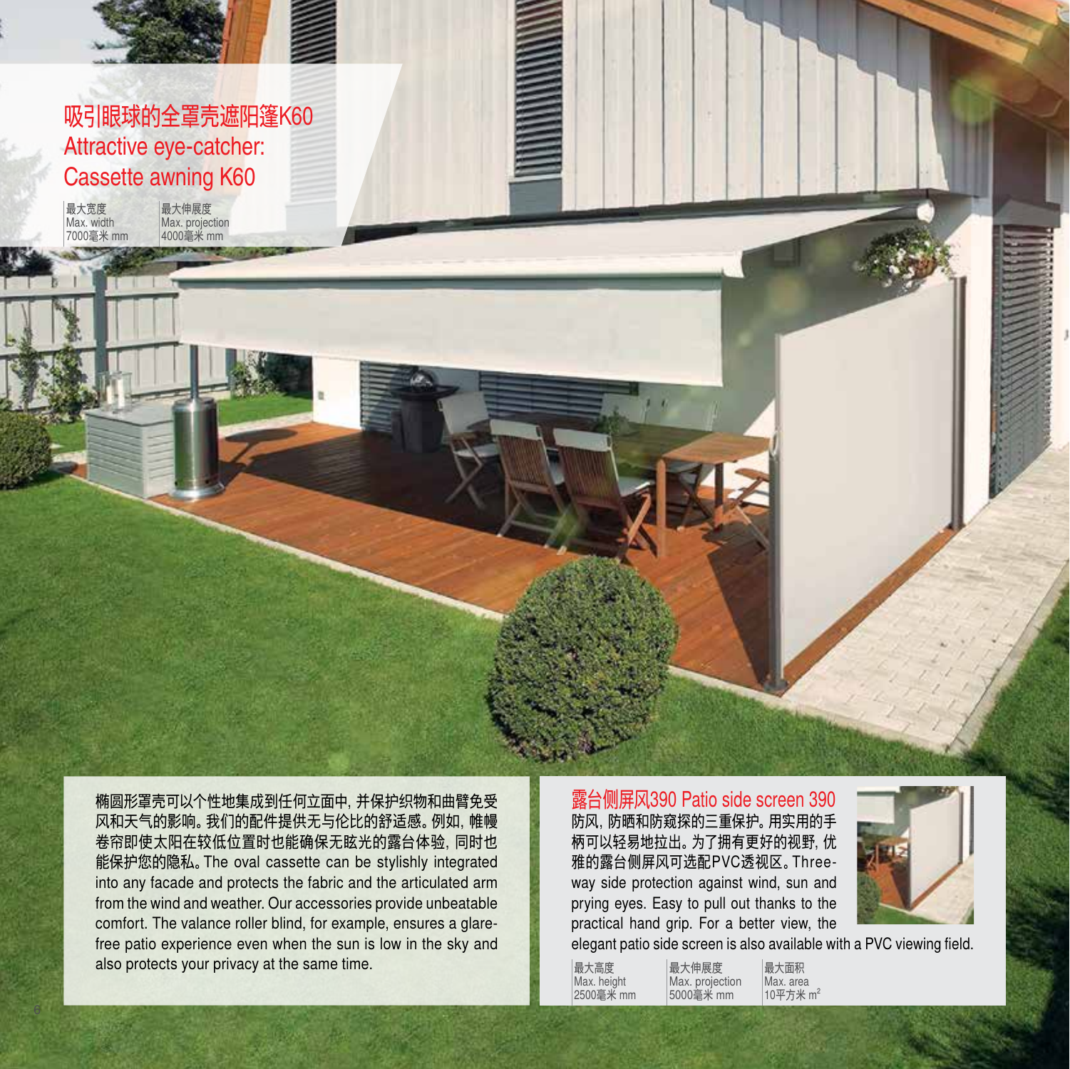# 吸引眼球的全罩壳遮阳篷K60
# Attractive eye-catcher: Cassette awning K60

| 最大宽度 Max. width | 最大伸展度 Max. projection |
|---|---|
| 7000毫米 mm | 4000毫米 mm |

椭圆形罩壳可以个性地集成到任何立面中，并保护织物和曲臂免受风和天气的影响。我们的配件提供无与伦比的舒适感。例如，帷幔卷帘即使太阳在较低位置时也能确保无眩光的露台体验，同时也能保护您的隐私。The oval cassette can be stylishly integrated into any facade and protects the fabric and the articulated arm from the wind and weather. Our accessories provide unbeatable comfort. The valance roller blind, for example, ensures a glare-free patio experience even when the sun is low in the sky and also protects your privacy at the same time.

## 露台侧屏风390 Patio side screen 390

防风，防晒和防窥探的三重保护。用实用的手柄可以轻易地拉出。为了拥有更好的视野，优雅的露台侧屏风可选配PVC透视区。Three-way side protection against wind, sun and prying eyes. Easy to pull out thanks to the practical hand grip. For a better view, the elegant patio side screen is also available with a PVC viewing field.

| 最大高度 Max. height | 最大伸展度 Max. projection | 最大面积 Max. area |
|---|---|---|
| 2500毫米 mm | 5000毫米 mm | 10平方米 $m^2$ |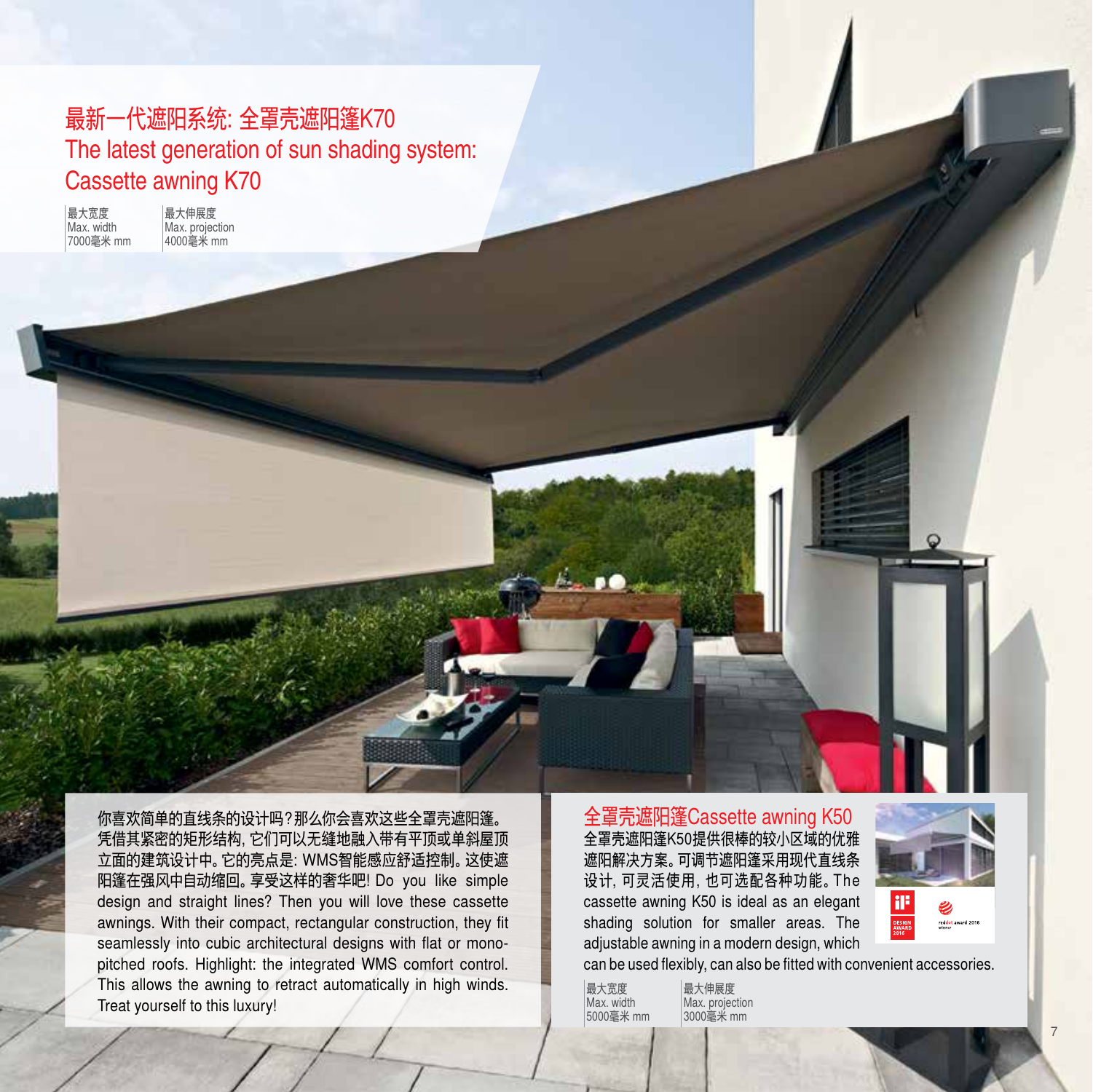## 最新一代遮阳系统: 全罩壳遮阳篷K70
## The latest generation of sun shading system: Cassette awning K70

| 最大宽度<br>Max. width<br>7000毫米 mm | 最大伸展度<br>Max. projection<br>4000毫米 mm |
|---|---|

你喜欢简单的直线条的设计吗?那么你会喜欢这些全罩壳遮阳篷。凭借其紧密的矩形结构, 它们可以无缝地融入带有平顶或单斜屋顶立面的建筑设计中。它的亮点是: WMS智能感应舒适控制。这使遮阳篷在强风中自动缩回。享受这样的奢华吧! Do you like simple design and straight lines? Then you will love these cassette awnings. With their compact, rectangular construction, they fit seamlessly into cubic architectural designs with flat or mono-pitched roofs. Highlight: the integrated WMS comfort control. This allows the awning to retract automatically in high winds. Treat yourself to this luxury!

## 全罩壳遮阳篷Cassette awning K50

全罩壳遮阳篷K50提供很棒的较小区域的优雅遮阳解决方案。可调节遮阳篷采用现代直线条设计, 可灵活使用, 也可选配各种功能。The cassette awning K50 is ideal as an elegant shading solution for smaller areas. The adjustable awning in a modern design, which can be used flexibly, can also be fitted with convenient accessories.

| 最大宽度<br>Max. width<br>5000毫米 mm | 最大伸展度<br>Max. projection<br>3000毫米 mm |
|---|---|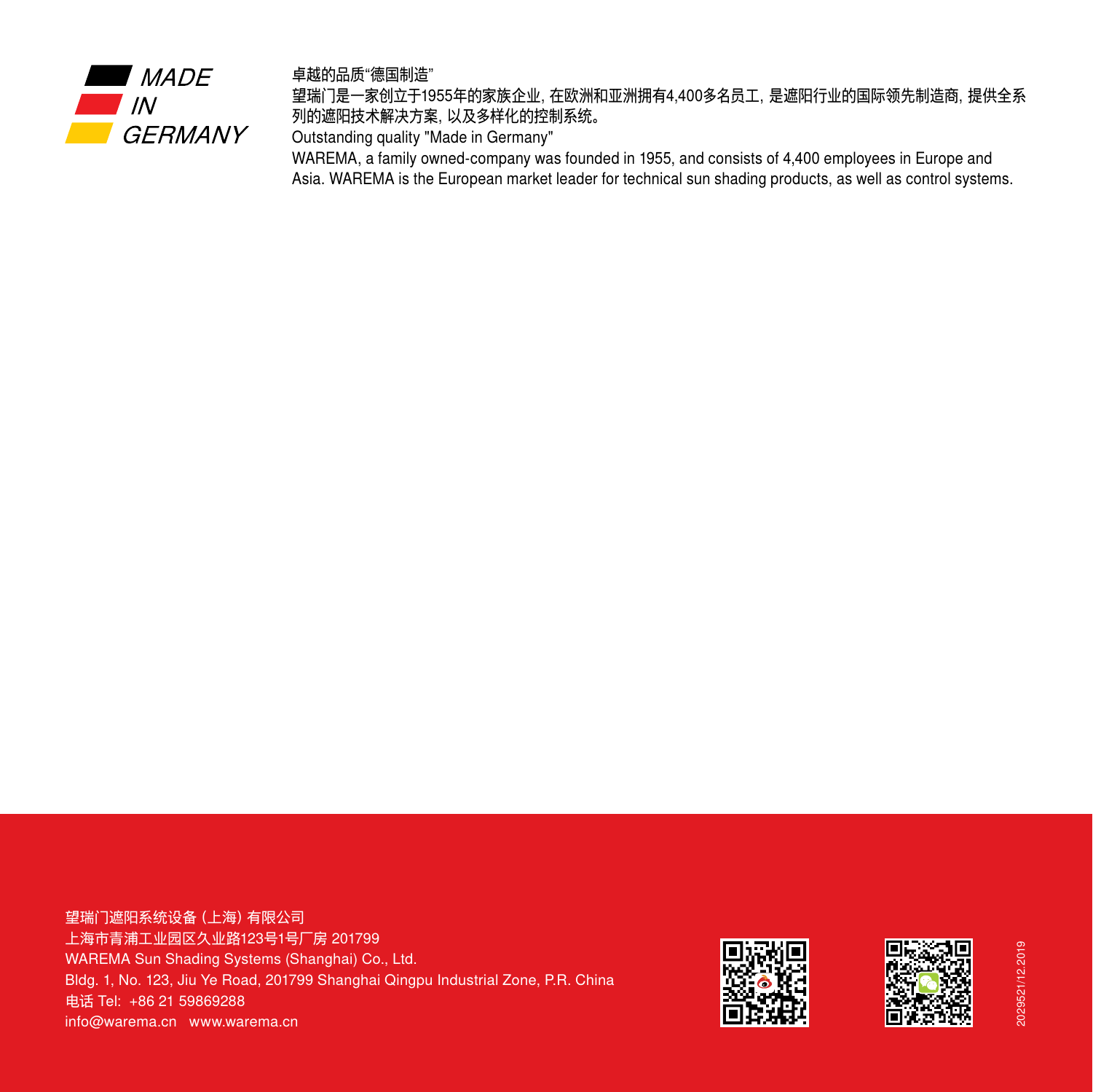MADE
IN
GERMANY

卓越的品质“德国制造”

望瑞门是一家创立于1955年的家族企业, 在欧洲和亚洲拥有4,400多名员工, 是遮阳行业的国际领先制造商, 提供全系列的遮阳技术解决方案, 以及多样化的控制系统。

Outstanding quality "Made in Germany"

WAREMA, a family owned-company was founded in 1955, and consists of 4,400 employees in Europe and Asia. WAREMA is the European market leader for technical sun shading products, as well as control systems.

望瑞门遮阳系统设备 (上海) 有限公司
上海市青浦工业园区久业路123号1号厂房 201799
WAREMA Sun Shading Systems (Shanghai) Co., Ltd.
Bldg. 1, No. 123, Jiu Ye Road, 201799 Shanghai Qingpu Industrial Zone, P.R. China
电话 Tel: +86 21 59869288
info@warema.cn www.warema.cn

2029521/12.2019